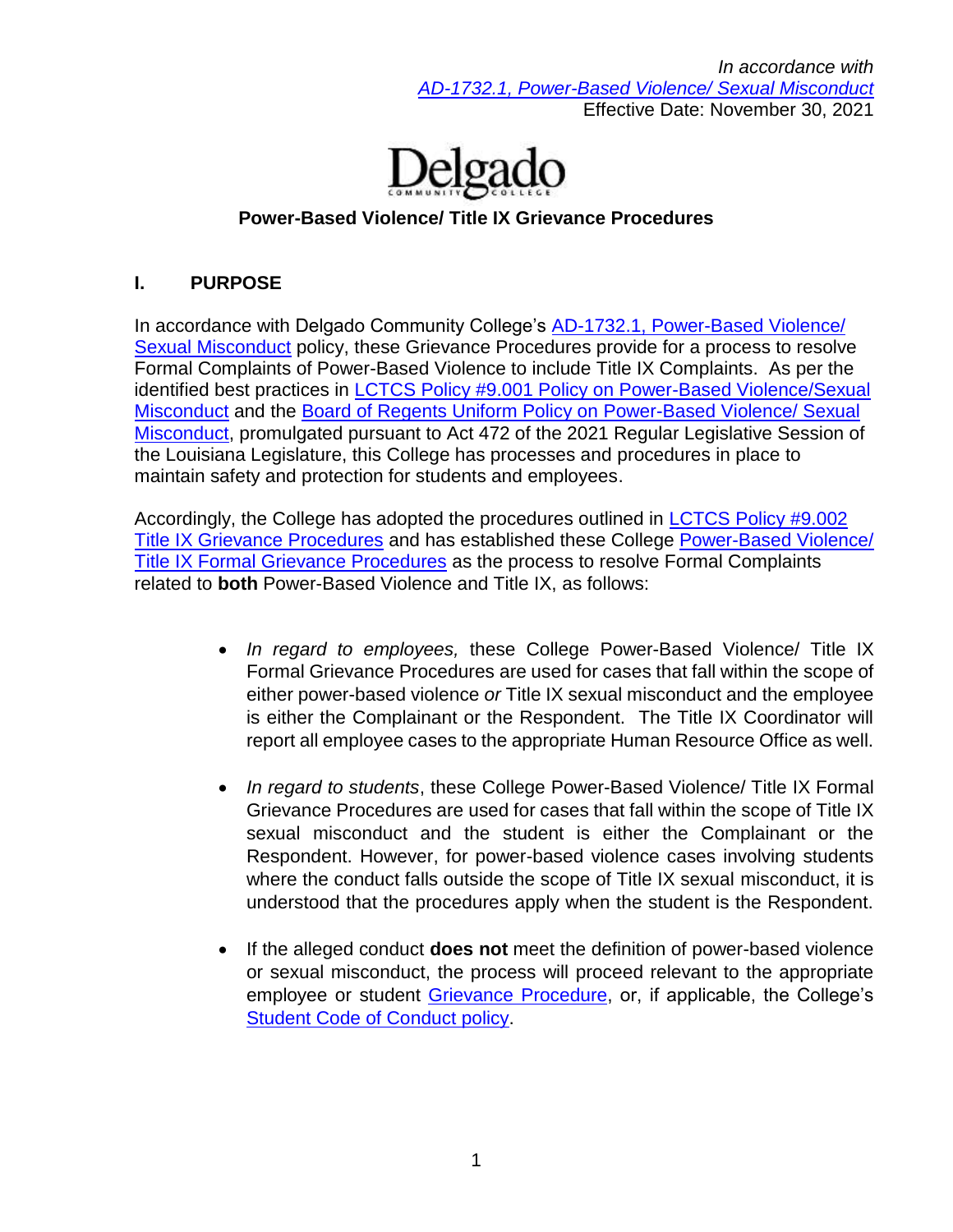*In accordance with*
*AD-1732.1, Power-Based Violence/ Sexual Misconduct*
Effective Date: November 30, 2021

Delgado Community College

## Power-Based Violence/ Title IX Grievance Procedures

### I. PURPOSE

In accordance with Delgado Community College's AD-1732.1, Power-Based Violence/ Sexual Misconduct policy, these Grievance Procedures provide for a process to resolve Formal Complaints of Power-Based Violence to include Title IX Complaints. As per the identified best practices in LCTCS Policy #9.001 Policy on Power-Based Violence/Sexual Misconduct and the Board of Regents Uniform Policy on Power-Based Violence/ Sexual Misconduct, promulgated pursuant to Act 472 of the 2021 Regular Legislative Session of the Louisiana Legislature, this College has processes and procedures in place to maintain safety and protection for students and employees.

Accordingly, the College has adopted the procedures outlined in LCTCS Policy #9.002 Title IX Grievance Procedures and has established these College Power-Based Violence/ Title IX Formal Grievance Procedures as the process to resolve Formal Complaints related to **both** Power-Based Violence and Title IX, as follows:

- *In regard to employees,* these College Power-Based Violence/ Title IX Formal Grievance Procedures are used for cases that fall within the scope of either power-based violence *or* Title IX sexual misconduct and the employee is either the Complainant or the Respondent. The Title IX Coordinator will report all employee cases to the appropriate Human Resource Office as well.

- *In regard to students*, these College Power-Based Violence/ Title IX Formal Grievance Procedures are used for cases that fall within the scope of Title IX sexual misconduct and the student is either the Complainant or the Respondent. However, for power-based violence cases involving students where the conduct falls outside the scope of Title IX sexual misconduct, it is understood that the procedures apply when the student is the Respondent.

- If the alleged conduct **does not** meet the definition of power-based violence or sexual misconduct, the process will proceed relevant to the appropriate employee or student Grievance Procedure, or, if applicable, the College's Student Code of Conduct policy.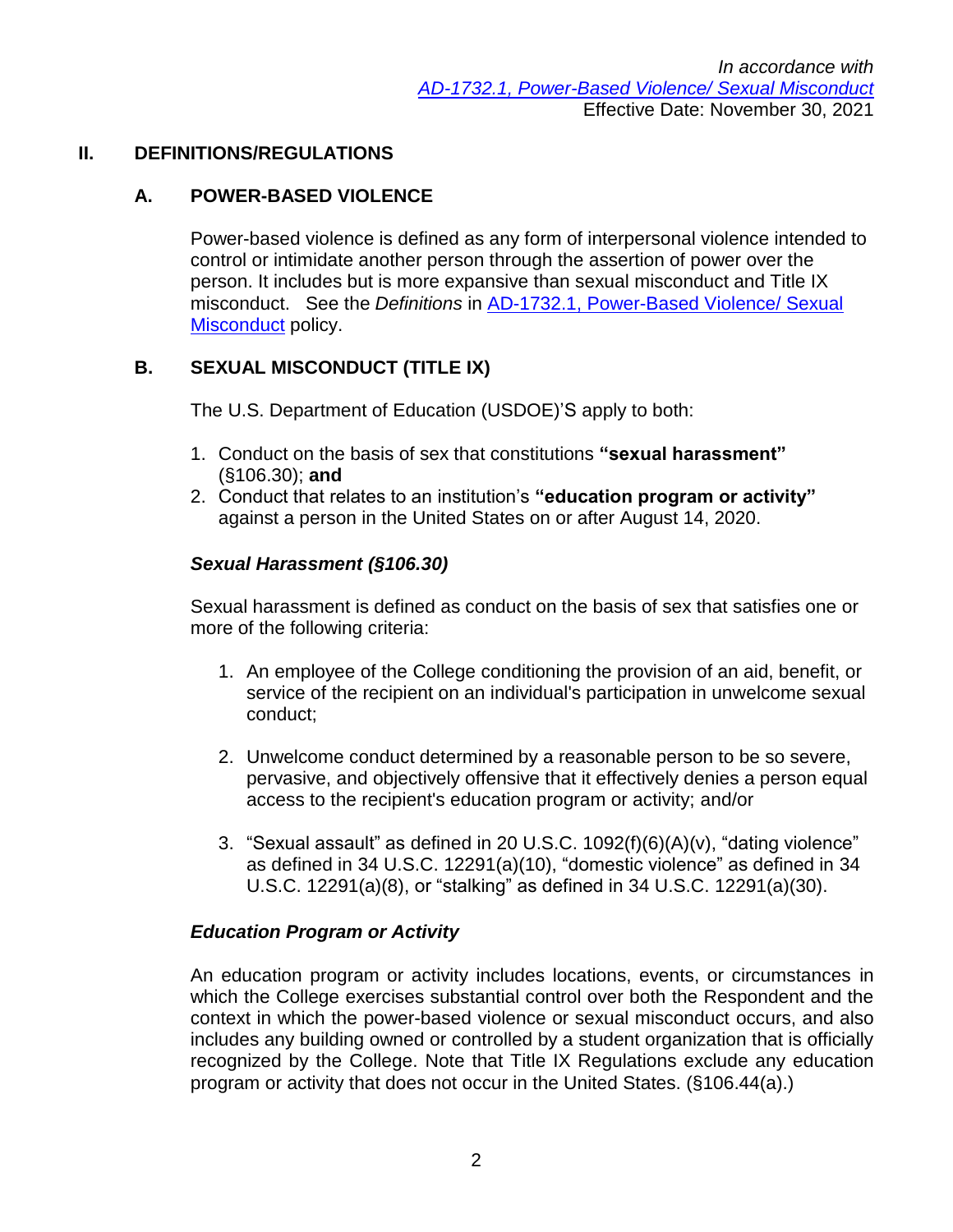*In accordance with*
*[AD-1732.1, Power-Based Violence/ Sexual Misconduct]*
Effective Date: November 30, 2021

## II. DEFINITIONS/REGULATIONS

### A. POWER-BASED VIOLENCE

Power-based violence is defined as any form of interpersonal violence intended to control or intimidate another person through the assertion of power over the person. It includes but is more expansive than sexual misconduct and Title IX misconduct. See the *Definitions* in [AD-1732.1, Power-Based Violence/ Sexual Misconduct] policy.

### B. SEXUAL MISCONDUCT (TITLE IX)

The U.S. Department of Education (USDOE)'S apply to both:

1. Conduct on the basis of sex that constitutions **"sexual harassment"** (§106.30); **and**
2. Conduct that relates to an institution's **"education program or activity"** against a person in the United States on or after August 14, 2020.

***Sexual Harassment (§106.30)***

Sexual harassment is defined as conduct on the basis of sex that satisfies one or more of the following criteria:

1. An employee of the College conditioning the provision of an aid, benefit, or service of the recipient on an individual's participation in unwelcome sexual conduct;

2. Unwelcome conduct determined by a reasonable person to be so severe, pervasive, and objectively offensive that it effectively denies a person equal access to the recipient's education program or activity; and/or

3. "Sexual assault" as defined in 20 U.S.C. 1092(f)(6)(A)(v), "dating violence" as defined in 34 U.S.C. 12291(a)(10), "domestic violence" as defined in 34 U.S.C. 12291(a)(8), or "stalking" as defined in 34 U.S.C. 12291(a)(30).

***Education Program or Activity***

An education program or activity includes locations, events, or circumstances in which the College exercises substantial control over both the Respondent and the context in which the power-based violence or sexual misconduct occurs, and also includes any building owned or controlled by a student organization that is officially recognized by the College. Note that Title IX Regulations exclude any education program or activity that does not occur in the United States. (§106.44(a).)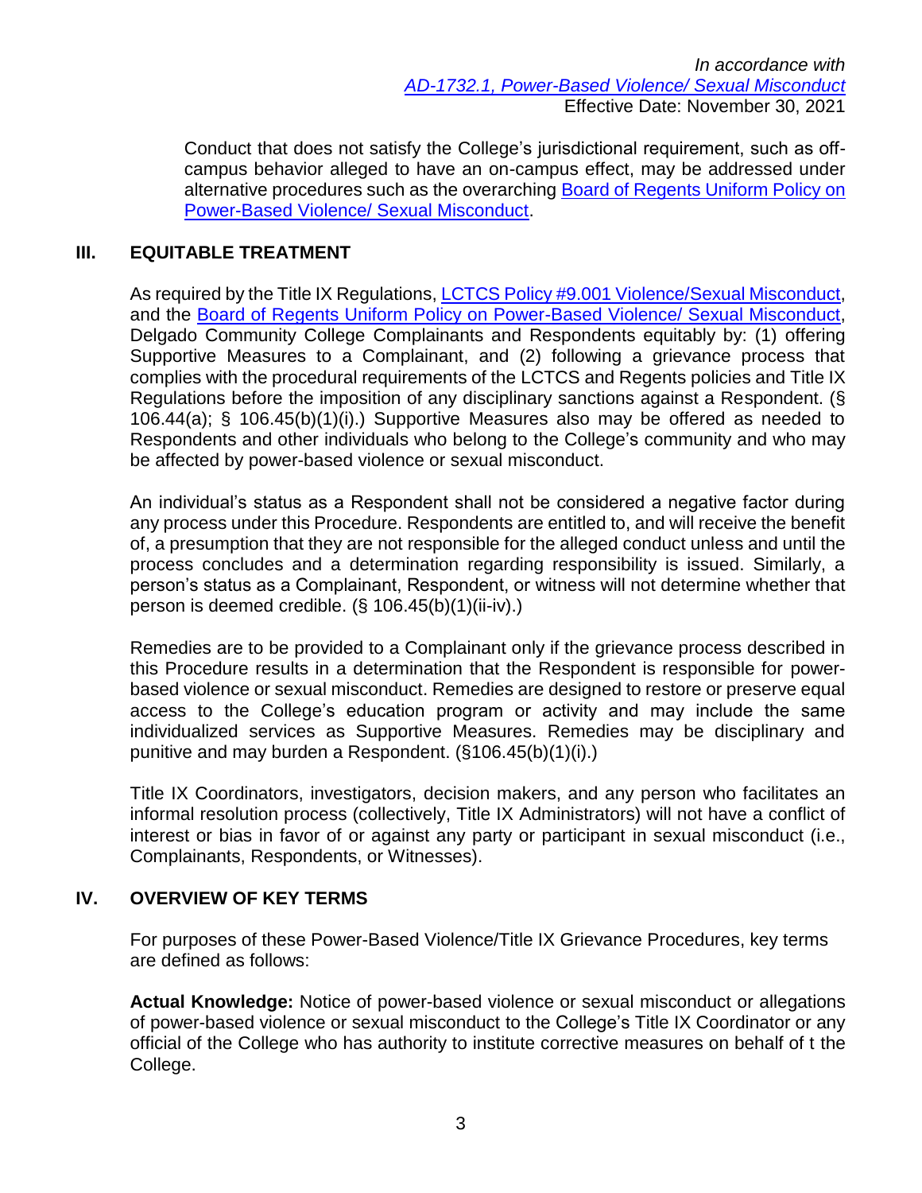*In accordance with*
*AD-1732.1, Power-Based Violence/ Sexual Misconduct*
Effective Date: November 30, 2021

Conduct that does not satisfy the College's jurisdictional requirement, such as off-campus behavior alleged to have an on-campus effect, may be addressed under alternative procedures such as the overarching Board of Regents Uniform Policy on Power-Based Violence/ Sexual Misconduct.

## III. EQUITABLE TREATMENT

As required by the Title IX Regulations, LCTCS Policy #9.001 Violence/Sexual Misconduct, and the Board of Regents Uniform Policy on Power-Based Violence/ Sexual Misconduct, Delgado Community College Complainants and Respondents equitably by: (1) offering Supportive Measures to a Complainant, and (2) following a grievance process that complies with the procedural requirements of the LCTCS and Regents policies and Title IX Regulations before the imposition of any disciplinary sanctions against a Respondent. (§ 106.44(a); § 106.45(b)(1)(i).) Supportive Measures also may be offered as needed to Respondents and other individuals who belong to the College's community and who may be affected by power-based violence or sexual misconduct.

An individual's status as a Respondent shall not be considered a negative factor during any process under this Procedure. Respondents are entitled to, and will receive the benefit of, a presumption that they are not responsible for the alleged conduct unless and until the process concludes and a determination regarding responsibility is issued. Similarly, a person's status as a Complainant, Respondent, or witness will not determine whether that person is deemed credible. (§ 106.45(b)(1)(ii-iv).)

Remedies are to be provided to a Complainant only if the grievance process described in this Procedure results in a determination that the Respondent is responsible for power-based violence or sexual misconduct. Remedies are designed to restore or preserve equal access to the College's education program or activity and may include the same individualized services as Supportive Measures. Remedies may be disciplinary and punitive and may burden a Respondent. (§106.45(b)(1)(i).)

Title IX Coordinators, investigators, decision makers, and any person who facilitates an informal resolution process (collectively, Title IX Administrators) will not have a conflict of interest or bias in favor of or against any party or participant in sexual misconduct (i.e., Complainants, Respondents, or Witnesses).

## IV. OVERVIEW OF KEY TERMS

For purposes of these Power-Based Violence/Title IX Grievance Procedures, key terms are defined as follows:

**Actual Knowledge:** Notice of power-based violence or sexual misconduct or allegations of power-based violence or sexual misconduct to the College's Title IX Coordinator or any official of the College who has authority to institute corrective measures on behalf of t the College.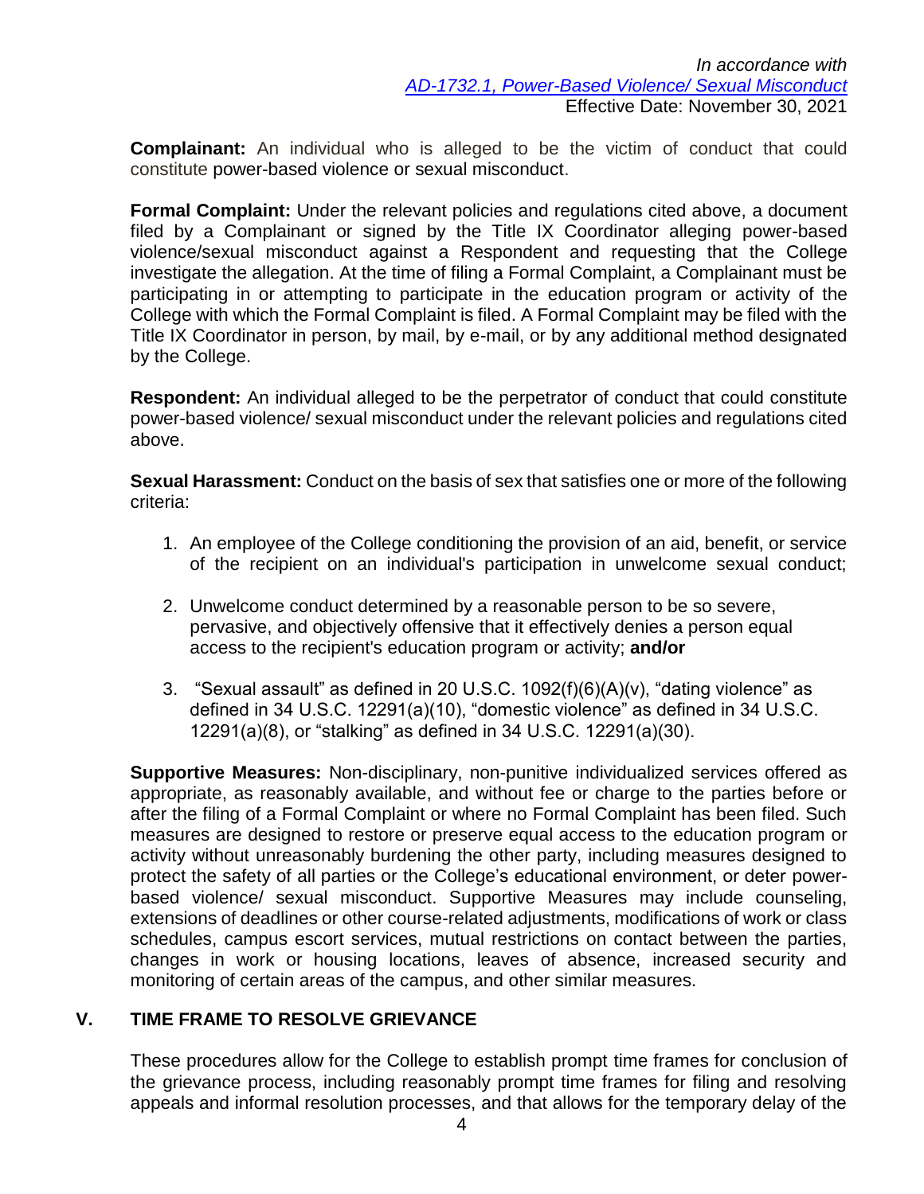*In accordance with*
*AD-1732.1, Power-Based Violence/ Sexual Misconduct*
Effective Date: November 30, 2021

**Complainant:** An individual who is alleged to be the victim of conduct that could constitute power-based violence or sexual misconduct.

**Formal Complaint:** Under the relevant policies and regulations cited above, a document filed by a Complainant or signed by the Title IX Coordinator alleging power-based violence/sexual misconduct against a Respondent and requesting that the College investigate the allegation. At the time of filing a Formal Complaint, a Complainant must be participating in or attempting to participate in the education program or activity of the College with which the Formal Complaint is filed. A Formal Complaint may be filed with the Title IX Coordinator in person, by mail, by e-mail, or by any additional method designated by the College.

**Respondent:** An individual alleged to be the perpetrator of conduct that could constitute power-based violence/ sexual misconduct under the relevant policies and regulations cited above.

**Sexual Harassment:** Conduct on the basis of sex that satisfies one or more of the following criteria:

1. An employee of the College conditioning the provision of an aid, benefit, or service of the recipient on an individual's participation in unwelcome sexual conduct;

2. Unwelcome conduct determined by a reasonable person to be so severe, pervasive, and objectively offensive that it effectively denies a person equal access to the recipient's education program or activity; **and/or**

3. "Sexual assault" as defined in 20 U.S.C. 1092(f)(6)(A)(v), "dating violence" as defined in 34 U.S.C. 12291(a)(10), "domestic violence" as defined in 34 U.S.C. 12291(a)(8), or "stalking" as defined in 34 U.S.C. 12291(a)(30).

**Supportive Measures:** Non-disciplinary, non-punitive individualized services offered as appropriate, as reasonably available, and without fee or charge to the parties before or after the filing of a Formal Complaint or where no Formal Complaint has been filed. Such measures are designed to restore or preserve equal access to the education program or activity without unreasonably burdening the other party, including measures designed to protect the safety of all parties or the College's educational environment, or deter power-based violence/ sexual misconduct. Supportive Measures may include counseling, extensions of deadlines or other course-related adjustments, modifications of work or class schedules, campus escort services, mutual restrictions on contact between the parties, changes in work or housing locations, leaves of absence, increased security and monitoring of certain areas of the campus, and other similar measures.

## V. TIME FRAME TO RESOLVE GRIEVANCE

These procedures allow for the College to establish prompt time frames for conclusion of the grievance process, including reasonably prompt time frames for filing and resolving appeals and informal resolution processes, and that allows for the temporary delay of the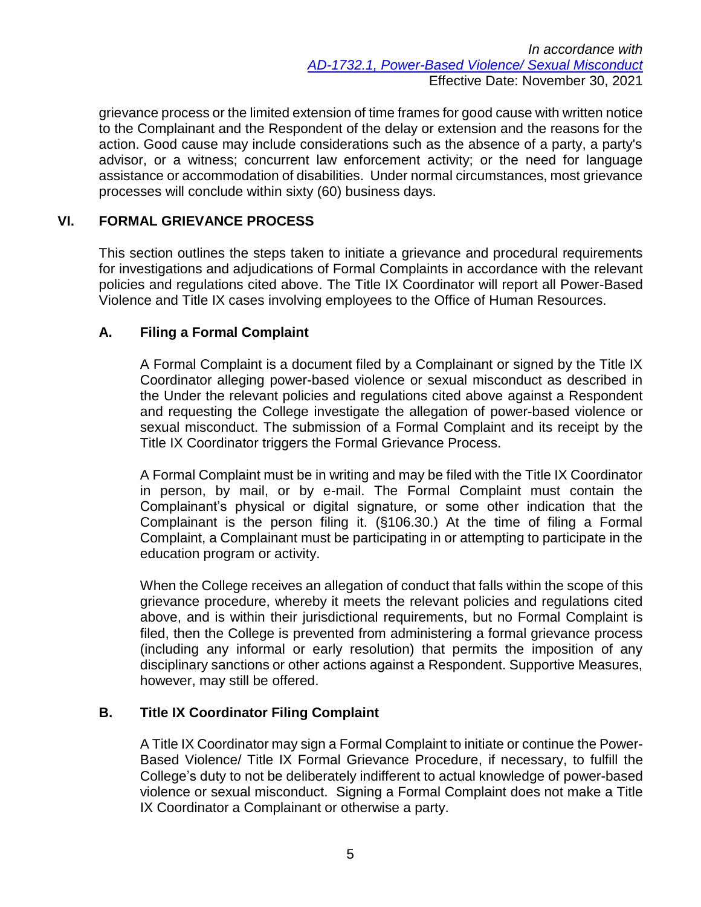grievance process or the limited extension of time frames for good cause with written notice to the Complainant and the Respondent of the delay or extension and the reasons for the action. Good cause may include considerations such as the absence of a party, a party's advisor, or a witness; concurrent law enforcement activity; or the need for language assistance or accommodation of disabilities. Under normal circumstances, most grievance processes will conclude within sixty (60) business days.

## VI. FORMAL GRIEVANCE PROCESS

This section outlines the steps taken to initiate a grievance and procedural requirements for investigations and adjudications of Formal Complaints in accordance with the relevant policies and regulations cited above. The Title IX Coordinator will report all Power-Based Violence and Title IX cases involving employees to the Office of Human Resources.

### A. Filing a Formal Complaint

A Formal Complaint is a document filed by a Complainant or signed by the Title IX Coordinator alleging power-based violence or sexual misconduct as described in the Under the relevant policies and regulations cited above against a Respondent and requesting the College investigate the allegation of power-based violence or sexual misconduct. The submission of a Formal Complaint and its receipt by the Title IX Coordinator triggers the Formal Grievance Process.

A Formal Complaint must be in writing and may be filed with the Title IX Coordinator in person, by mail, or by e-mail. The Formal Complaint must contain the Complainant's physical or digital signature, or some other indication that the Complainant is the person filing it. (§106.30.) At the time of filing a Formal Complaint, a Complainant must be participating in or attempting to participate in the education program or activity.

When the College receives an allegation of conduct that falls within the scope of this grievance procedure, whereby it meets the relevant policies and regulations cited above, and is within their jurisdictional requirements, but no Formal Complaint is filed, then the College is prevented from administering a formal grievance process (including any informal or early resolution) that permits the imposition of any disciplinary sanctions or other actions against a Respondent. Supportive Measures, however, may still be offered.

### B. Title IX Coordinator Filing Complaint

A Title IX Coordinator may sign a Formal Complaint to initiate or continue the Power-Based Violence/ Title IX Formal Grievance Procedure, if necessary, to fulfill the College's duty to not be deliberately indifferent to actual knowledge of power-based violence or sexual misconduct. Signing a Formal Complaint does not make a Title IX Coordinator a Complainant or otherwise a party.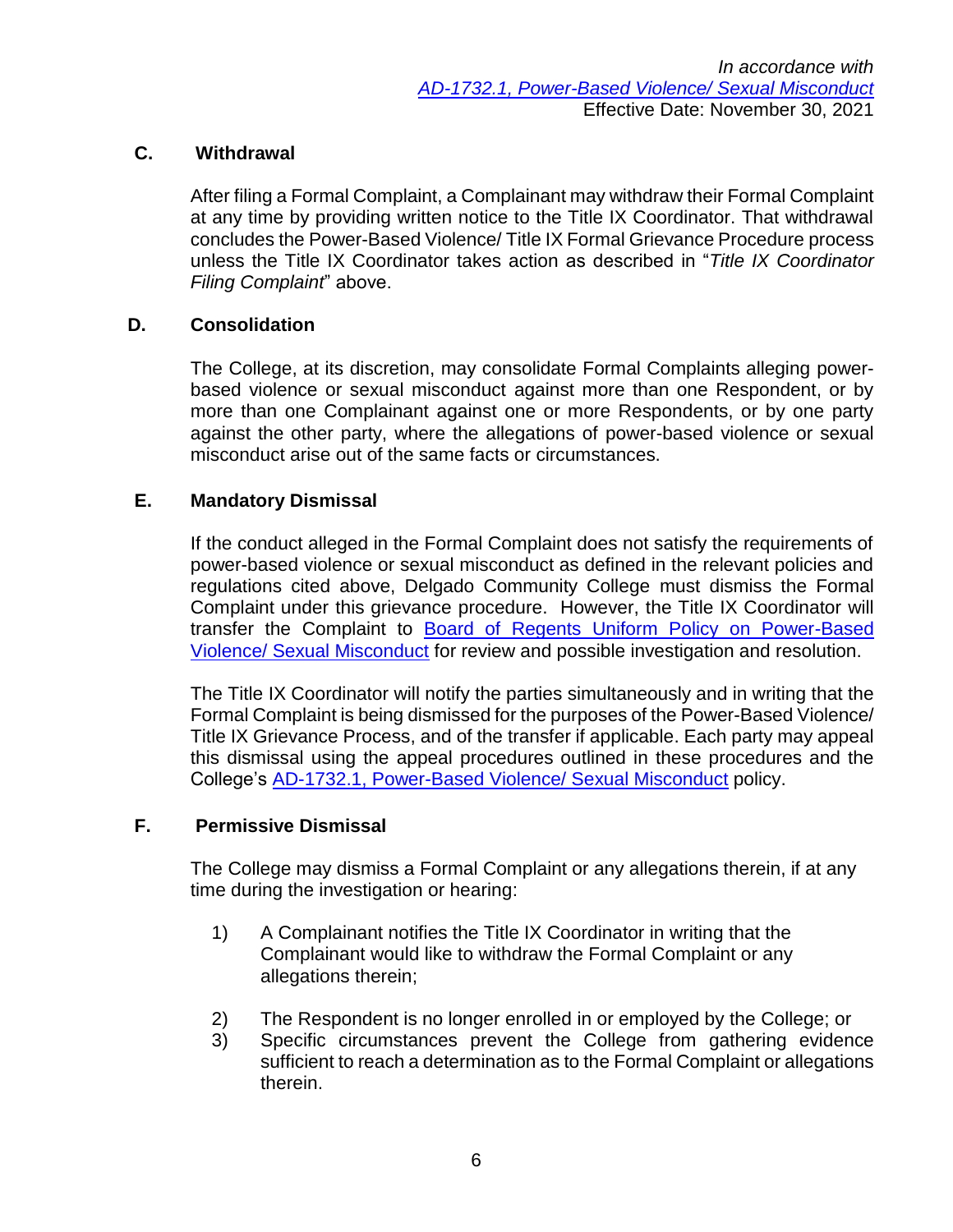*In accordance with*
*[AD-1732.1, Power-Based Violence/ Sexual Misconduct]*
Effective Date: November 30, 2021

### C. Withdrawal

After filing a Formal Complaint, a Complainant may withdraw their Formal Complaint at any time by providing written notice to the Title IX Coordinator. That withdrawal concludes the Power-Based Violence/ Title IX Formal Grievance Procedure process unless the Title IX Coordinator takes action as described in "*Title IX Coordinator Filing Complaint*" above.

### D. Consolidation

The College, at its discretion, may consolidate Formal Complaints alleging power-based violence or sexual misconduct against more than one Respondent, or by more than one Complainant against one or more Respondents, or by one party against the other party, where the allegations of power-based violence or sexual misconduct arise out of the same facts or circumstances.

### E. Mandatory Dismissal

If the conduct alleged in the Formal Complaint does not satisfy the requirements of power-based violence or sexual misconduct as defined in the relevant policies and regulations cited above, Delgado Community College must dismiss the Formal Complaint under this grievance procedure. However, the Title IX Coordinator will transfer the Complaint to Board of Regents Uniform Policy on Power-Based Violence/ Sexual Misconduct for review and possible investigation and resolution.

The Title IX Coordinator will notify the parties simultaneously and in writing that the Formal Complaint is being dismissed for the purposes of the Power-Based Violence/ Title IX Grievance Process, and of the transfer if applicable. Each party may appeal this dismissal using the appeal procedures outlined in these procedures and the College's AD-1732.1, Power-Based Violence/ Sexual Misconduct policy.

### F. Permissive Dismissal

The College may dismiss a Formal Complaint or any allegations therein, if at any time during the investigation or hearing:

1) A Complainant notifies the Title IX Coordinator in writing that the Complainant would like to withdraw the Formal Complaint or any allegations therein;
2) The Respondent is no longer enrolled in or employed by the College; or
3) Specific circumstances prevent the College from gathering evidence sufficient to reach a determination as to the Formal Complaint or allegations therein.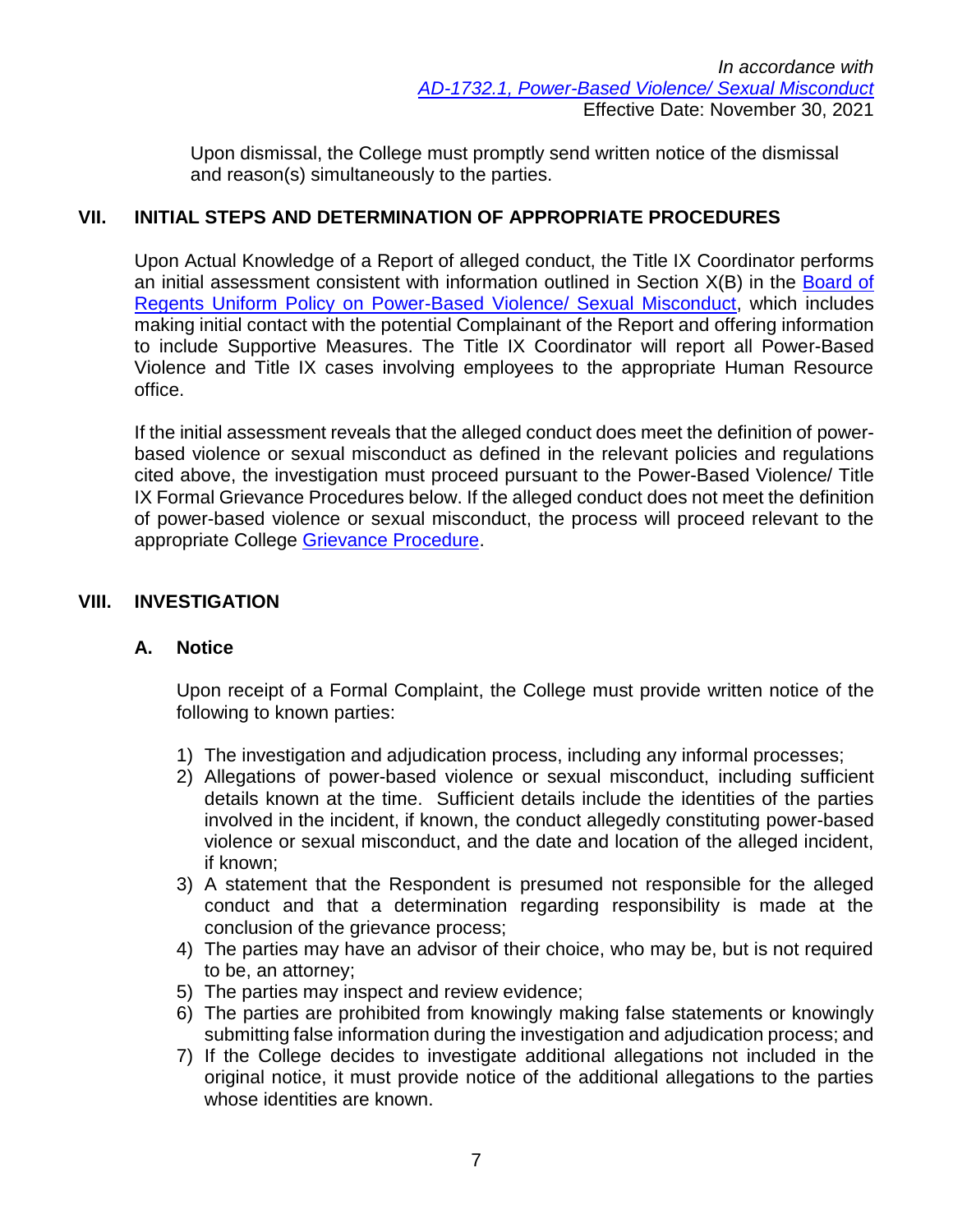Upon dismissal, the College must promptly send written notice of the dismissal and reason(s) simultaneously to the parties.

## VII. INITIAL STEPS AND DETERMINATION OF APPROPRIATE PROCEDURES

Upon Actual Knowledge of a Report of alleged conduct, the Title IX Coordinator performs an initial assessment consistent with information outlined in Section X(B) in the Board of Regents Uniform Policy on Power-Based Violence/ Sexual Misconduct, which includes making initial contact with the potential Complainant of the Report and offering information to include Supportive Measures. The Title IX Coordinator will report all Power-Based Violence and Title IX cases involving employees to the appropriate Human Resource office.

If the initial assessment reveals that the alleged conduct does meet the definition of power-based violence or sexual misconduct as defined in the relevant policies and regulations cited above, the investigation must proceed pursuant to the Power-Based Violence/ Title IX Formal Grievance Procedures below. If the alleged conduct does not meet the definition of power-based violence or sexual misconduct, the process will proceed relevant to the appropriate College Grievance Procedure.

## VIII. INVESTIGATION

### A. Notice

Upon receipt of a Formal Complaint, the College must provide written notice of the following to known parties:

1) The investigation and adjudication process, including any informal processes;
2) Allegations of power-based violence or sexual misconduct, including sufficient details known at the time. Sufficient details include the identities of the parties involved in the incident, if known, the conduct allegedly constituting power-based violence or sexual misconduct, and the date and location of the alleged incident, if known;
3) A statement that the Respondent is presumed not responsible for the alleged conduct and that a determination regarding responsibility is made at the conclusion of the grievance process;
4) The parties may have an advisor of their choice, who may be, but is not required to be, an attorney;
5) The parties may inspect and review evidence;
6) The parties are prohibited from knowingly making false statements or knowingly submitting false information during the investigation and adjudication process; and
7) If the College decides to investigate additional allegations not included in the original notice, it must provide notice of the additional allegations to the parties whose identities are known.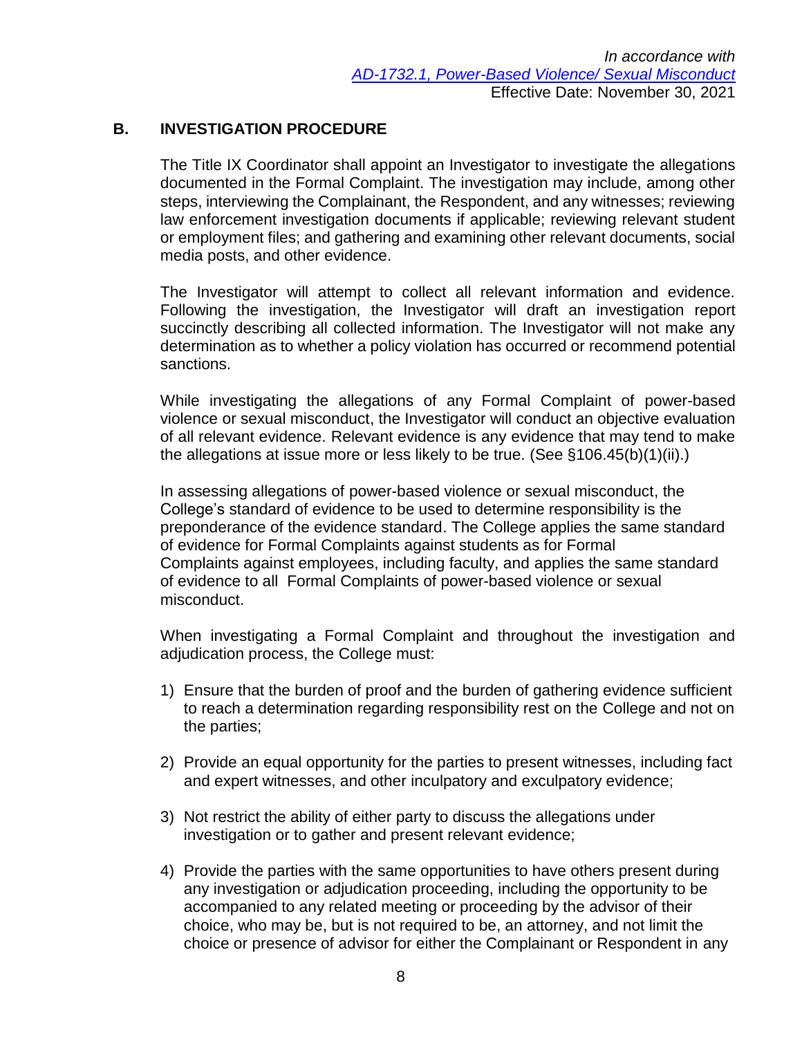*In accordance with*
*AD-1732.1, Power-Based Violence/ Sexual Misconduct*
Effective Date: November 30, 2021

## B. INVESTIGATION PROCEDURE

The Title IX Coordinator shall appoint an Investigator to investigate the allegations documented in the Formal Complaint. The investigation may include, among other steps, interviewing the Complainant, the Respondent, and any witnesses; reviewing law enforcement investigation documents if applicable; reviewing relevant student or employment files; and gathering and examining other relevant documents, social media posts, and other evidence.

The Investigator will attempt to collect all relevant information and evidence. Following the investigation, the Investigator will draft an investigation report succinctly describing all collected information. The Investigator will not make any determination as to whether a policy violation has occurred or recommend potential sanctions.

While investigating the allegations of any Formal Complaint of power-based violence or sexual misconduct, the Investigator will conduct an objective evaluation of all relevant evidence. Relevant evidence is any evidence that may tend to make the allegations at issue more or less likely to be true. (See §106.45(b)(1)(ii).)

In assessing allegations of power-based violence or sexual misconduct, the College's standard of evidence to be used to determine responsibility is the preponderance of the evidence standard. The College applies the same standard of evidence for Formal Complaints against students as for Formal Complaints against employees, including faculty, and applies the same standard of evidence to all Formal Complaints of power-based violence or sexual misconduct.

When investigating a Formal Complaint and throughout the investigation and adjudication process, the College must:

1) Ensure that the burden of proof and the burden of gathering evidence sufficient to reach a determination regarding responsibility rest on the College and not on the parties;

2) Provide an equal opportunity for the parties to present witnesses, including fact and expert witnesses, and other inculpatory and exculpatory evidence;

3) Not restrict the ability of either party to discuss the allegations under investigation or to gather and present relevant evidence;

4) Provide the parties with the same opportunities to have others present during any investigation or adjudication proceeding, including the opportunity to be accompanied to any related meeting or proceeding by the advisor of their choice, who may be, but is not required to be, an attorney, and not limit the choice or presence of advisor for either the Complainant or Respondent in any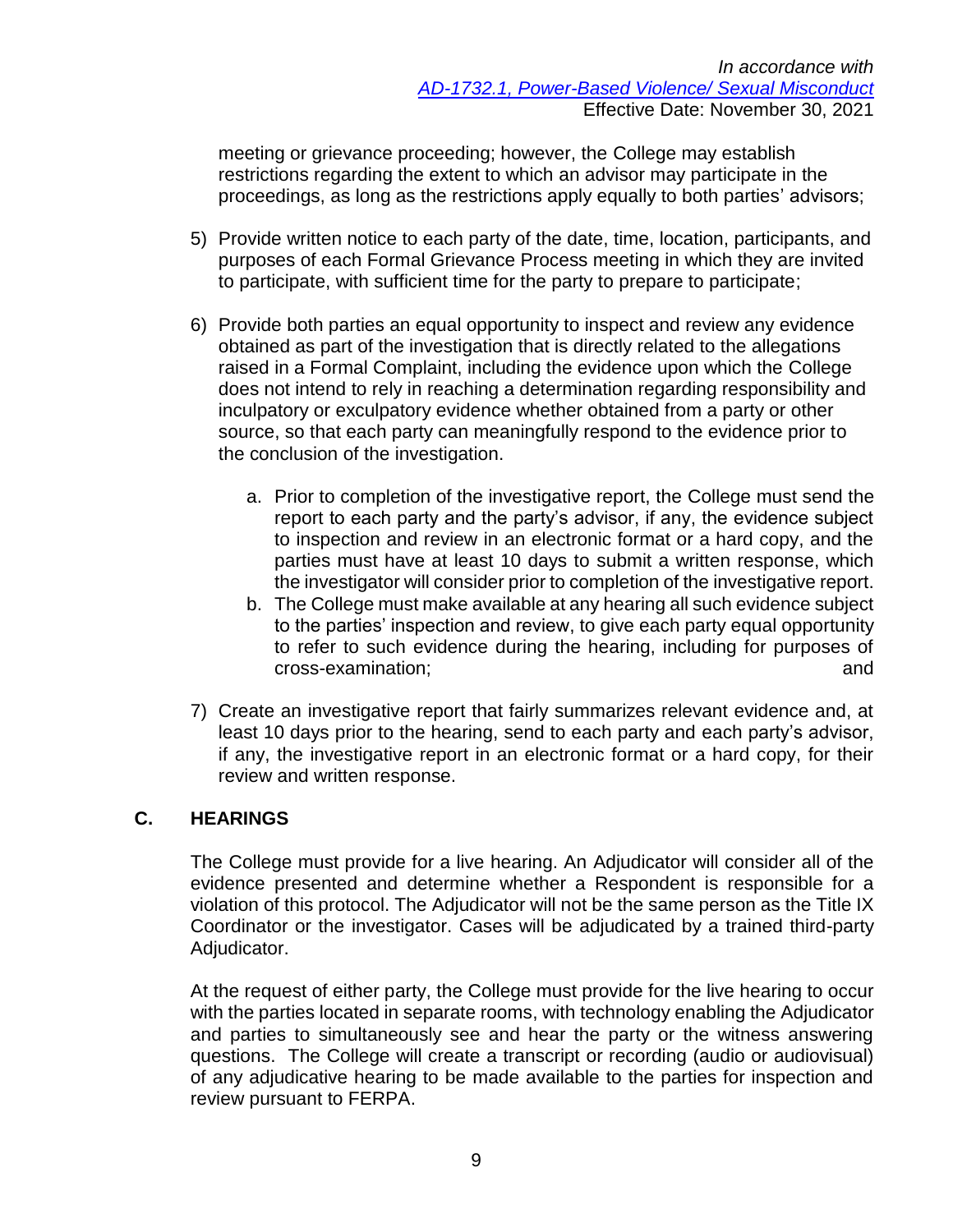meeting or grievance proceeding; however, the College may establish restrictions regarding the extent to which an advisor may participate in the proceedings, as long as the restrictions apply equally to both parties' advisors;

5) Provide written notice to each party of the date, time, location, participants, and purposes of each Formal Grievance Process meeting in which they are invited to participate, with sufficient time for the party to prepare to participate;

6) Provide both parties an equal opportunity to inspect and review any evidence obtained as part of the investigation that is directly related to the allegations raised in a Formal Complaint, including the evidence upon which the College does not intend to rely in reaching a determination regarding responsibility and inculpatory or exculpatory evidence whether obtained from a party or other source, so that each party can meaningfully respond to the evidence prior to the conclusion of the investigation.

   a. Prior to completion of the investigative report, the College must send the report to each party and the party's advisor, if any, the evidence subject to inspection and review in an electronic format or a hard copy, and the parties must have at least 10 days to submit a written response, which the investigator will consider prior to completion of the investigative report.
   b. The College must make available at any hearing all such evidence subject to the parties' inspection and review, to give each party equal opportunity to refer to such evidence during the hearing, including for purposes of cross-examination; and

7) Create an investigative report that fairly summarizes relevant evidence and, at least 10 days prior to the hearing, send to each party and each party's advisor, if any, the investigative report in an electronic format or a hard copy, for their review and written response.

## C. HEARINGS

The College must provide for a live hearing. An Adjudicator will consider all of the evidence presented and determine whether a Respondent is responsible for a violation of this protocol. The Adjudicator will not be the same person as the Title IX Coordinator or the investigator. Cases will be adjudicated by a trained third-party Adjudicator.

At the request of either party, the College must provide for the live hearing to occur with the parties located in separate rooms, with technology enabling the Adjudicator and parties to simultaneously see and hear the party or the witness answering questions. The College will create a transcript or recording (audio or audiovisual) of any adjudicative hearing to be made available to the parties for inspection and review pursuant to FERPA.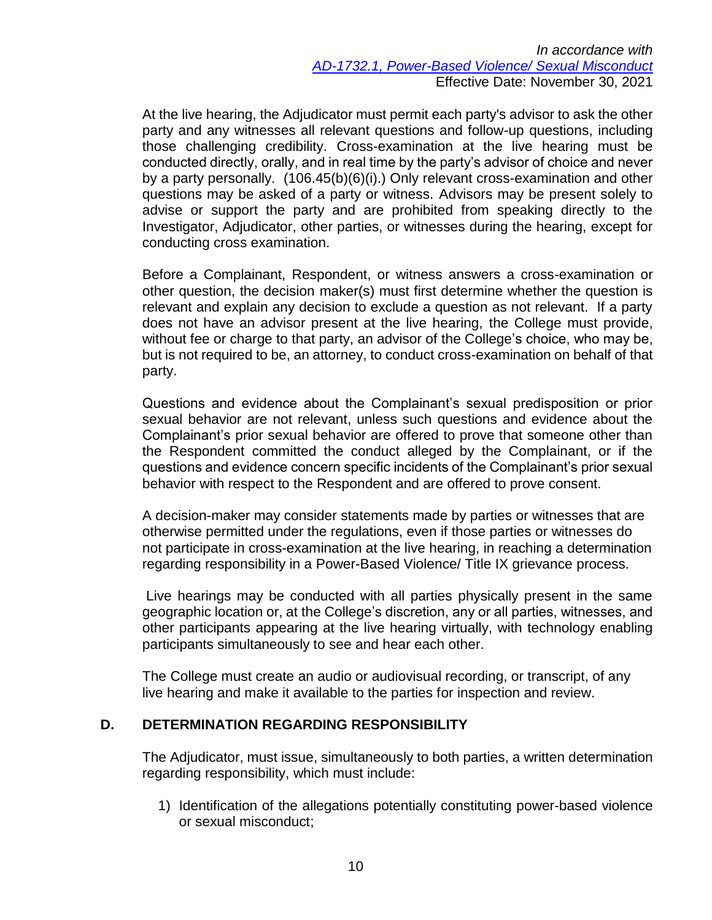At the live hearing, the Adjudicator must permit each party's advisor to ask the other party and any witnesses all relevant questions and follow-up questions, including those challenging credibility. Cross-examination at the live hearing must be conducted directly, orally, and in real time by the party's advisor of choice and never by a party personally. (106.45(b)(6)(i).) Only relevant cross-examination and other questions may be asked of a party or witness. Advisors may be present solely to advise or support the party and are prohibited from speaking directly to the Investigator, Adjudicator, other parties, or witnesses during the hearing, except for conducting cross examination.

Before a Complainant, Respondent, or witness answers a cross-examination or other question, the decision maker(s) must first determine whether the question is relevant and explain any decision to exclude a question as not relevant. If a party does not have an advisor present at the live hearing, the College must provide, without fee or charge to that party, an advisor of the College's choice, who may be, but is not required to be, an attorney, to conduct cross-examination on behalf of that party.

Questions and evidence about the Complainant's sexual predisposition or prior sexual behavior are not relevant, unless such questions and evidence about the Complainant's prior sexual behavior are offered to prove that someone other than the Respondent committed the conduct alleged by the Complainant, or if the questions and evidence concern specific incidents of the Complainant's prior sexual behavior with respect to the Respondent and are offered to prove consent.

A decision-maker may consider statements made by parties or witnesses that are otherwise permitted under the regulations, even if those parties or witnesses do not participate in cross-examination at the live hearing, in reaching a determination regarding responsibility in a Power-Based Violence/ Title IX grievance process.

Live hearings may be conducted with all parties physically present in the same geographic location or, at the College's discretion, any or all parties, witnesses, and other participants appearing at the live hearing virtually, with technology enabling participants simultaneously to see and hear each other.

The College must create an audio or audiovisual recording, or transcript, of any live hearing and make it available to the parties for inspection and review.

## D. DETERMINATION REGARDING RESPONSIBILITY

The Adjudicator, must issue, simultaneously to both parties, a written determination regarding responsibility, which must include:

1) Identification of the allegations potentially constituting power-based violence or sexual misconduct;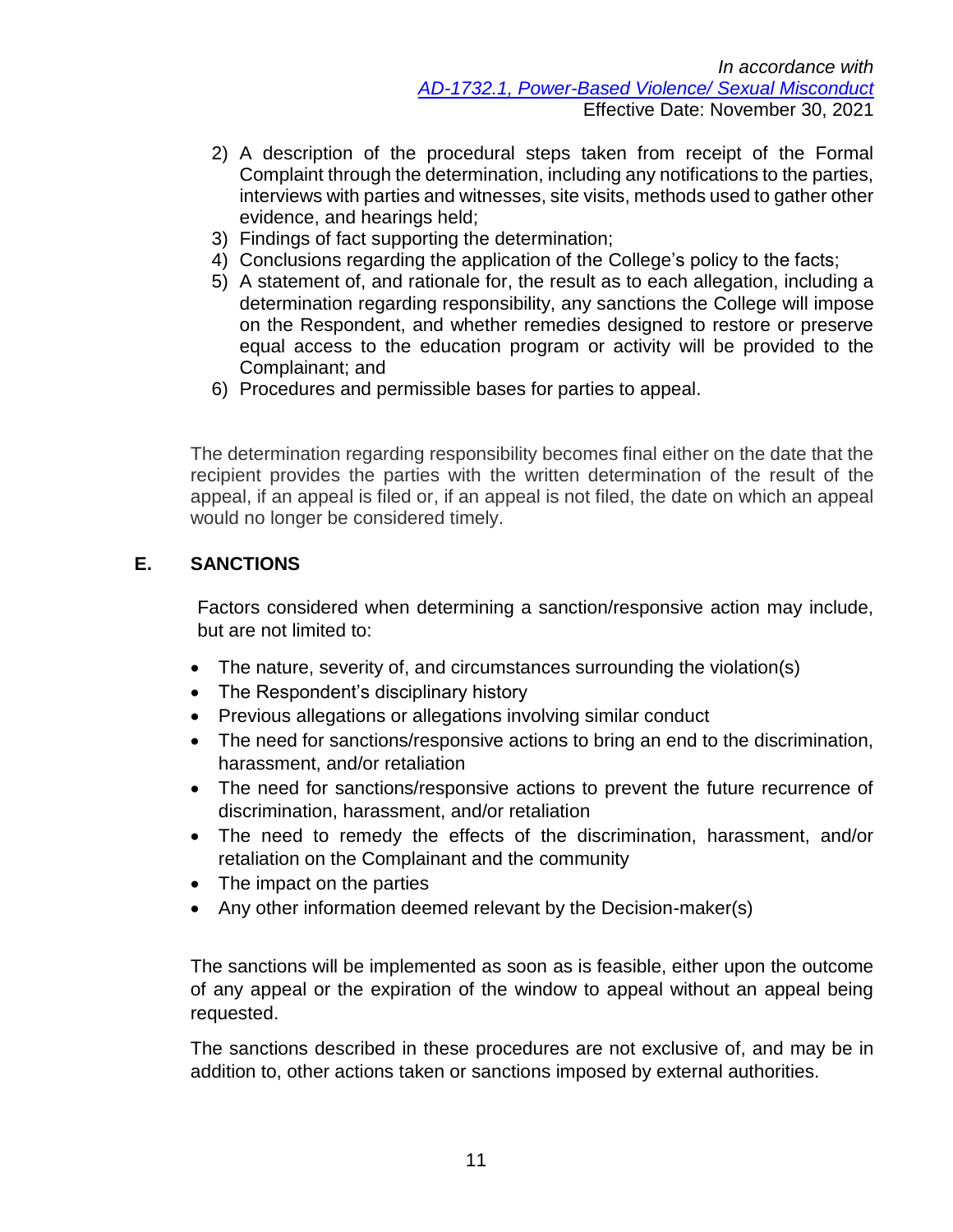2) A description of the procedural steps taken from receipt of the Formal Complaint through the determination, including any notifications to the parties, interviews with parties and witnesses, site visits, methods used to gather other evidence, and hearings held;
3) Findings of fact supporting the determination;
4) Conclusions regarding the application of the College's policy to the facts;
5) A statement of, and rationale for, the result as to each allegation, including a determination regarding responsibility, any sanctions the College will impose on the Respondent, and whether remedies designed to restore or preserve equal access to the education program or activity will be provided to the Complainant; and
6) Procedures and permissible bases for parties to appeal.

The determination regarding responsibility becomes final either on the date that the recipient provides the parties with the written determination of the result of the appeal, if an appeal is filed or, if an appeal is not filed, the date on which an appeal would no longer be considered timely.

## E. SANCTIONS

Factors considered when determining a sanction/responsive action may include, but are not limited to:

- The nature, severity of, and circumstances surrounding the violation(s)
- The Respondent's disciplinary history
- Previous allegations or allegations involving similar conduct
- The need for sanctions/responsive actions to bring an end to the discrimination, harassment, and/or retaliation
- The need for sanctions/responsive actions to prevent the future recurrence of discrimination, harassment, and/or retaliation
- The need to remedy the effects of the discrimination, harassment, and/or retaliation on the Complainant and the community
- The impact on the parties
- Any other information deemed relevant by the Decision-maker(s)

The sanctions will be implemented as soon as is feasible, either upon the outcome of any appeal or the expiration of the window to appeal without an appeal being requested.

The sanctions described in these procedures are not exclusive of, and may be in addition to, other actions taken or sanctions imposed by external authorities.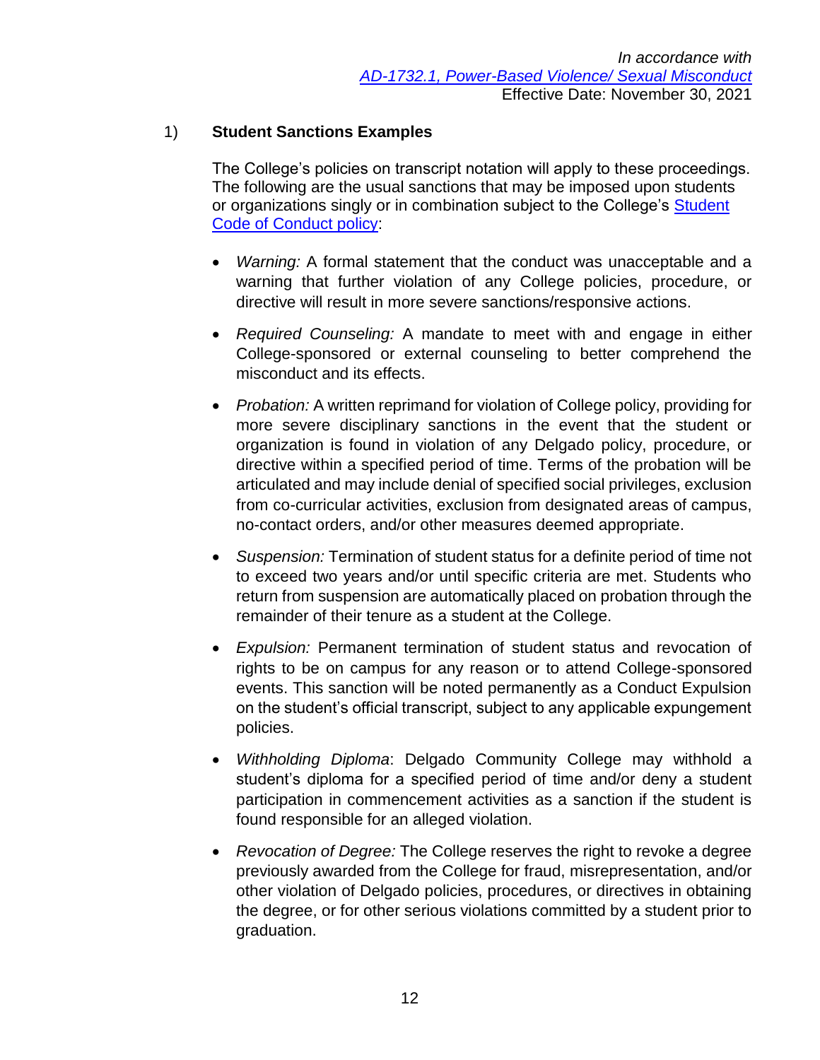*In accordance with*
*[AD-1732.1, Power-Based Violence/ Sexual Misconduct](#)*
Effective Date: November 30, 2021

1) **Student Sanctions Examples**

The College's policies on transcript notation will apply to these proceedings. The following are the usual sanctions that may be imposed upon students or organizations singly or in combination subject to the College's [Student Code of Conduct policy](#):

- *Warning:* A formal statement that the conduct was unacceptable and a warning that further violation of any College policies, procedure, or directive will result in more severe sanctions/responsive actions.

- *Required Counseling:* A mandate to meet with and engage in either College-sponsored or external counseling to better comprehend the misconduct and its effects.

- *Probation:* A written reprimand for violation of College policy, providing for more severe disciplinary sanctions in the event that the student or organization is found in violation of any Delgado policy, procedure, or directive within a specified period of time. Terms of the probation will be articulated and may include denial of specified social privileges, exclusion from co-curricular activities, exclusion from designated areas of campus, no-contact orders, and/or other measures deemed appropriate.

- *Suspension:* Termination of student status for a definite period of time not to exceed two years and/or until specific criteria are met. Students who return from suspension are automatically placed on probation through the remainder of their tenure as a student at the College.

- *Expulsion:* Permanent termination of student status and revocation of rights to be on campus for any reason or to attend College-sponsored events. This sanction will be noted permanently as a Conduct Expulsion on the student's official transcript, subject to any applicable expungement policies.

- *Withholding Diploma*: Delgado Community College may withhold a student's diploma for a specified period of time and/or deny a student participation in commencement activities as a sanction if the student is found responsible for an alleged violation.

- *Revocation of Degree:* The College reserves the right to revoke a degree previously awarded from the College for fraud, misrepresentation, and/or other violation of Delgado policies, procedures, or directives in obtaining the degree, or for other serious violations committed by a student prior to graduation.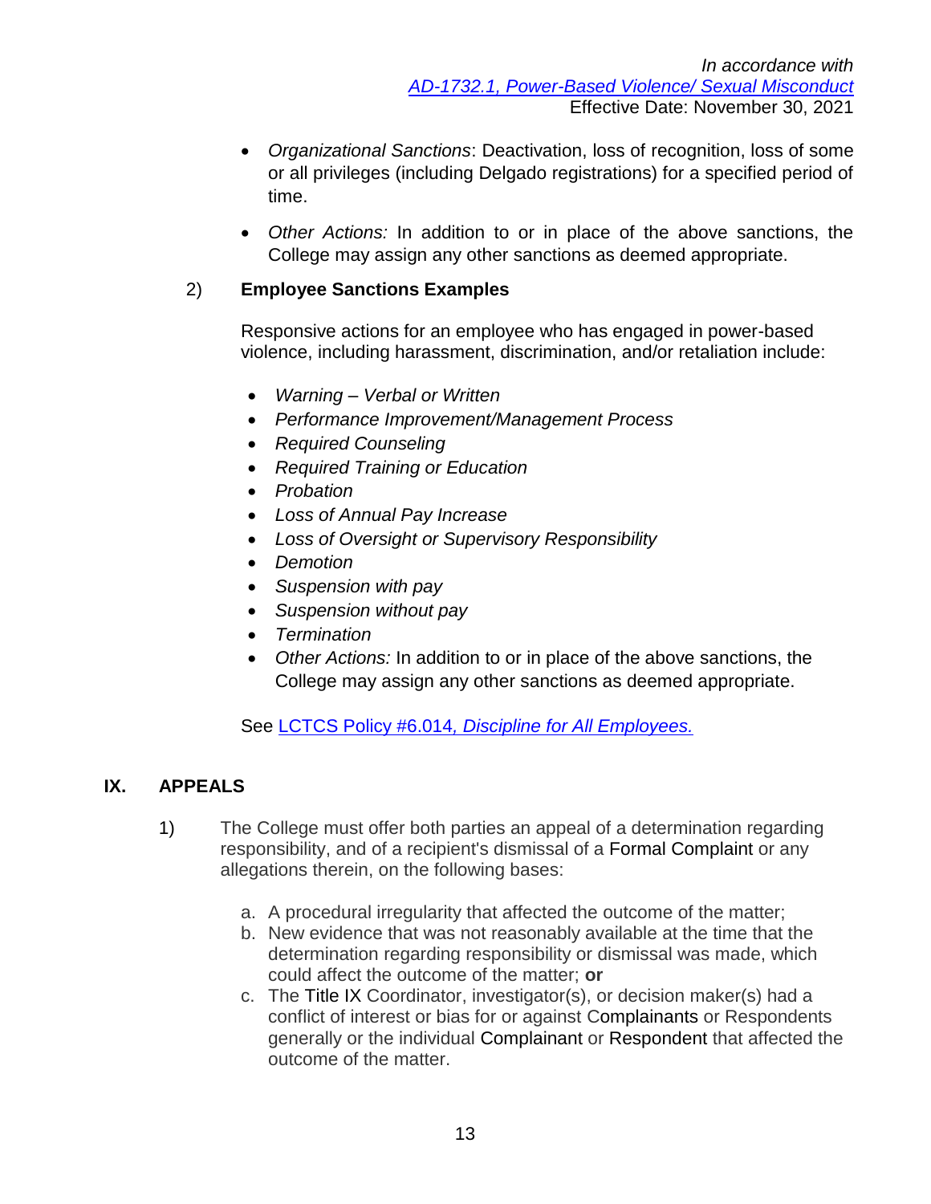- *Organizational Sanctions*: Deactivation, loss of recognition, loss of some or all privileges (including Delgado registrations) for a specified period of time.

- *Other Actions:* In addition to or in place of the above sanctions, the College may assign any other sanctions as deemed appropriate.

2) **Employee Sanctions Examples**

Responsive actions for an employee who has engaged in power-based violence, including harassment, discrimination, and/or retaliation include:

- *Warning – Verbal or Written*
- *Performance Improvement/Management Process*
- *Required Counseling*
- *Required Training or Education*
- *Probation*
- *Loss of Annual Pay Increase*
- *Loss of Oversight or Supervisory Responsibility*
- *Demotion*
- *Suspension with pay*
- *Suspension without pay*
- *Termination*
- *Other Actions:* In addition to or in place of the above sanctions, the College may assign any other sanctions as deemed appropriate.

See LCTCS Policy #6.014*, Discipline for All Employees.*

## IX. APPEALS

1) The College must offer both parties an appeal of a determination regarding responsibility, and of a recipient's dismissal of a Formal Complaint or any allegations therein, on the following bases:

   a. A procedural irregularity that affected the outcome of the matter;
   b. New evidence that was not reasonably available at the time that the determination regarding responsibility or dismissal was made, which could affect the outcome of the matter; **or**
   c. The Title IX Coordinator, investigator(s), or decision maker(s) had a conflict of interest or bias for or against Complainants or Respondents generally or the individual Complainant or Respondent that affected the outcome of the matter.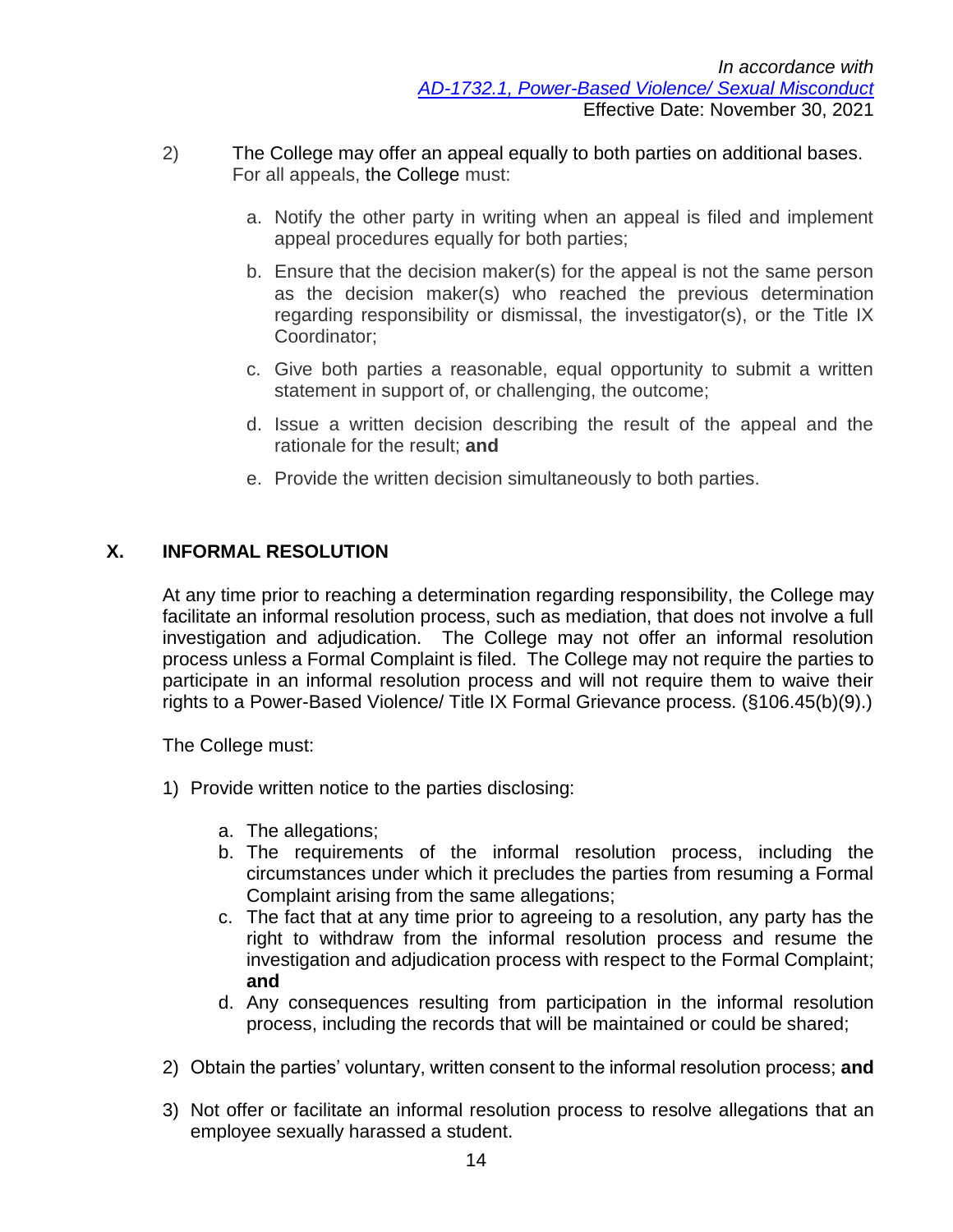*In accordance with*
*AD-1732.1, Power-Based Violence/ Sexual Misconduct*
Effective Date: November 30, 2021

2) The College may offer an appeal equally to both parties on additional bases. For all appeals, the College must:

   a. Notify the other party in writing when an appeal is filed and implement appeal procedures equally for both parties;

   b. Ensure that the decision maker(s) for the appeal is not the same person as the decision maker(s) who reached the previous determination regarding responsibility or dismissal, the investigator(s), or the Title IX Coordinator;

   c. Give both parties a reasonable, equal opportunity to submit a written statement in support of, or challenging, the outcome;

   d. Issue a written decision describing the result of the appeal and the rationale for the result; **and**

   e. Provide the written decision simultaneously to both parties.

## X. INFORMAL RESOLUTION

At any time prior to reaching a determination regarding responsibility, the College may facilitate an informal resolution process, such as mediation, that does not involve a full investigation and adjudication. The College may not offer an informal resolution process unless a Formal Complaint is filed. The College may not require the parties to participate in an informal resolution process and will not require them to waive their rights to a Power-Based Violence/ Title IX Formal Grievance process. (§106.45(b)(9).)

The College must:

1) Provide written notice to the parties disclosing:

   a. The allegations;
   b. The requirements of the informal resolution process, including the circumstances under which it precludes the parties from resuming a Formal Complaint arising from the same allegations;
   c. The fact that at any time prior to agreeing to a resolution, any party has the right to withdraw from the informal resolution process and resume the investigation and adjudication process with respect to the Formal Complaint; **and**
   d. Any consequences resulting from participation in the informal resolution process, including the records that will be maintained or could be shared;

2) Obtain the parties' voluntary, written consent to the informal resolution process; **and**

3) Not offer or facilitate an informal resolution process to resolve allegations that an employee sexually harassed a student.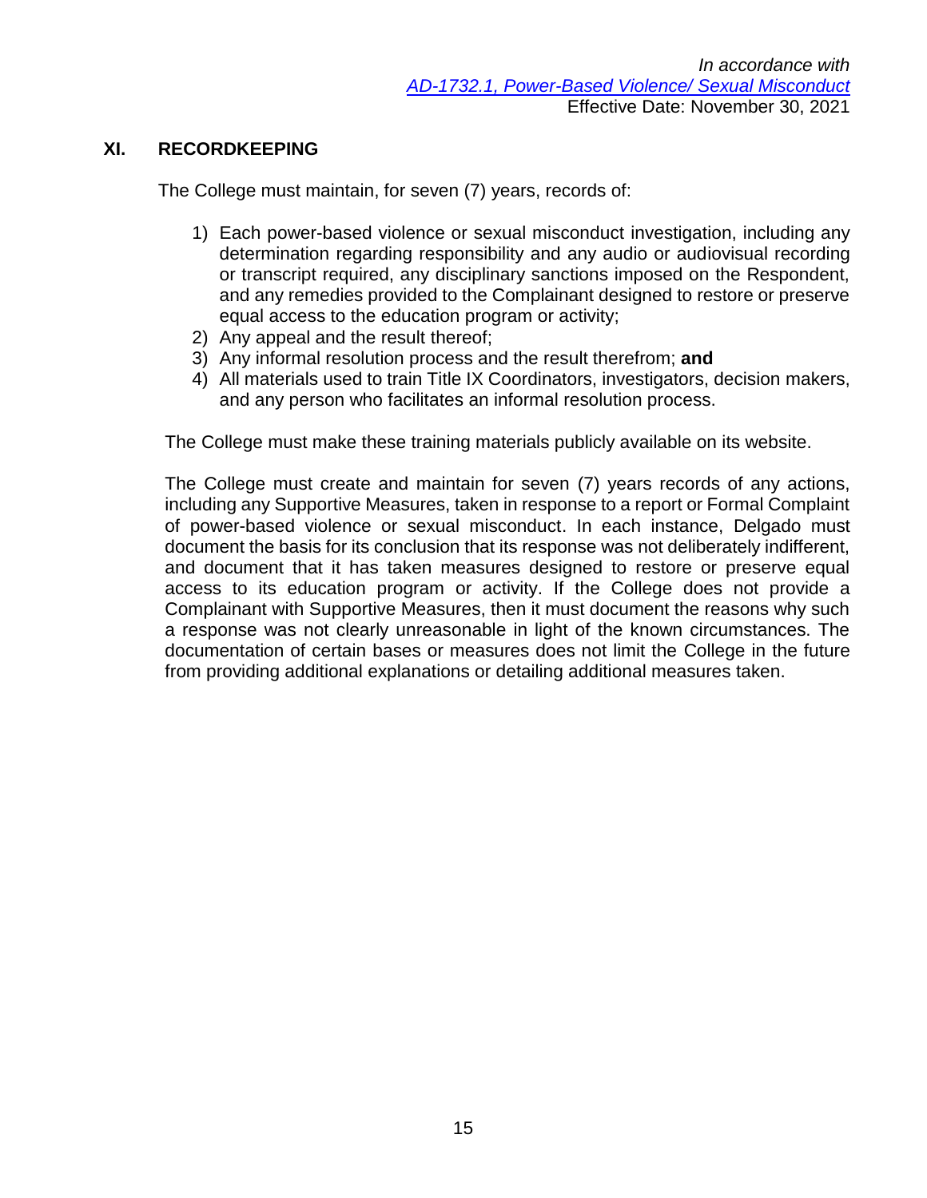*In accordance with*
*[AD-1732.1, Power-Based Violence/ Sexual Misconduct]*
Effective Date: November 30, 2021

## XI. RECORDKEEPING

The College must maintain, for seven (7) years, records of:

1) Each power-based violence or sexual misconduct investigation, including any determination regarding responsibility and any audio or audiovisual recording or transcript required, any disciplinary sanctions imposed on the Respondent, and any remedies provided to the Complainant designed to restore or preserve equal access to the education program or activity;
2) Any appeal and the result thereof;
3) Any informal resolution process and the result therefrom; **and**
4) All materials used to train Title IX Coordinators, investigators, decision makers, and any person who facilitates an informal resolution process.

The College must make these training materials publicly available on its website.

The College must create and maintain for seven (7) years records of any actions, including any Supportive Measures, taken in response to a report or Formal Complaint of power-based violence or sexual misconduct. In each instance, Delgado must document the basis for its conclusion that its response was not deliberately indifferent, and document that it has taken measures designed to restore or preserve equal access to its education program or activity. If the College does not provide a Complainant with Supportive Measures, then it must document the reasons why such a response was not clearly unreasonable in light of the known circumstances. The documentation of certain bases or measures does not limit the College in the future from providing additional explanations or detailing additional measures taken.